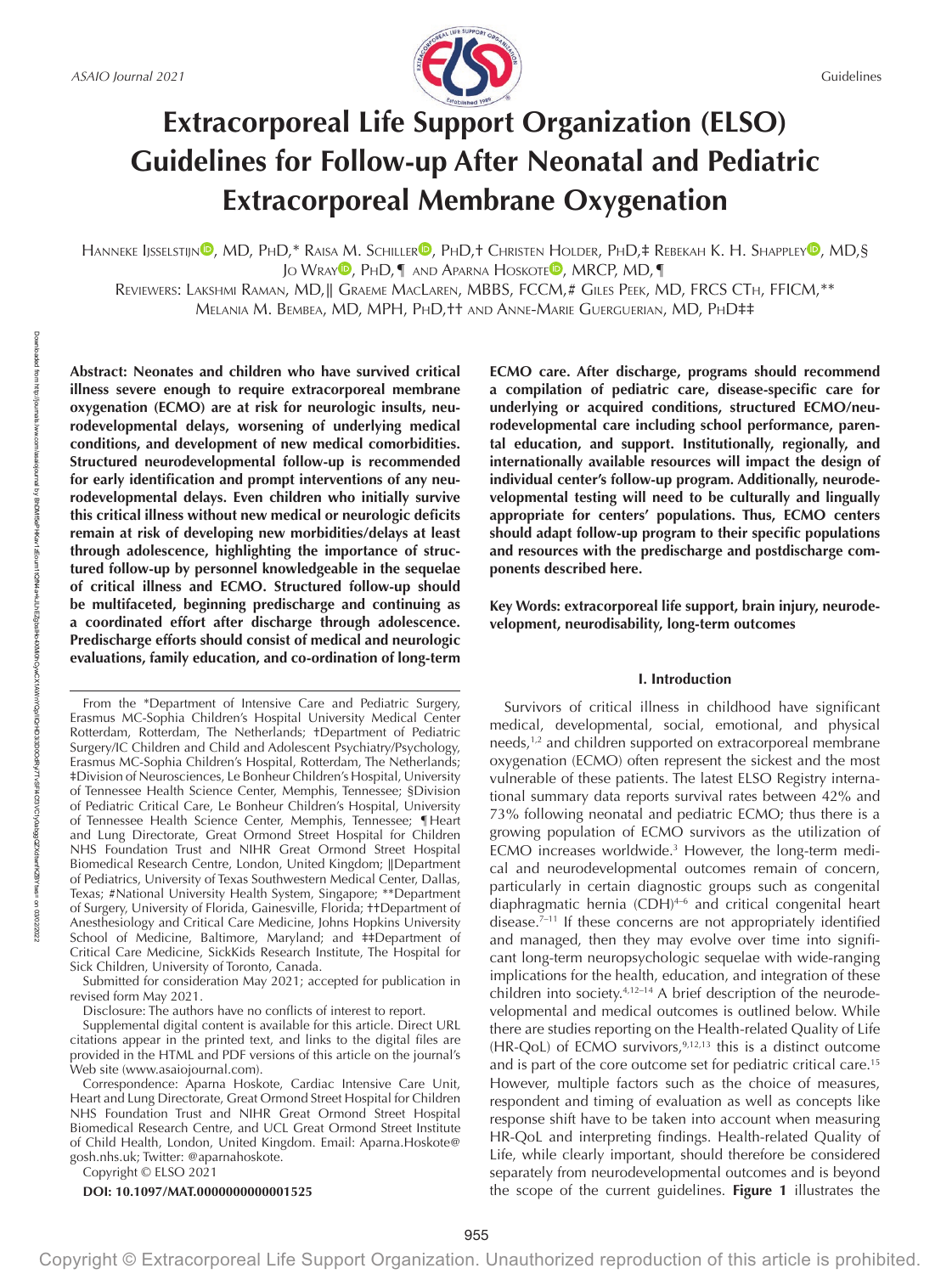# Extracorporeal Life Support Organization (ELSO) Guidelines for Follow-up After Neonatal and Pediatric Extracorporeal Membrane Oxygenation

Hanneke Ijsselstijn, MD, PhD,* Raisa M. Schiller, PhD,† Christen Holder, PhD,‡ Rebekah K. H. Shappley, MD,§ Jo Wray, PhD,¶ and Aparna Hoskote, MRCP, MD,¶

Reviewers: Lakshmi Raman, MD,‖ Graeme MacLaren, MBBS, FCCM,# Giles Peek, MD, FRCS CTh, FFICM,** Melania M. Bembea, MD, MPH, PhD,†† and Anne-Marie Guerguerian, MD, PhD‡‡

**Abstract: Neonates and children who have survived critical illness severe enough to require extracorporeal membrane oxygenation (ECMO) are at risk for neurologic insults, neurodevelopmental delays, worsening of underlying medical conditions, and development of new medical comorbidities. Structured neurodevelopmental follow-up is recommended for early identification and prompt interventions of any neurodevelopmental delays. Even children who initially survive this critical illness without new medical or neurologic deficits remain at risk of developing new morbidities/delays at least through adolescence, highlighting the importance of structured follow-up by personnel knowledgeable in the sequelae of critical illness and ECMO. Structured follow-up should be multifaceted, beginning predischarge and continuing as a coordinated effort after discharge through adolescence. Predischarge efforts should consist of medical and neurologic evaluations, family education, and co-ordination of long-term ECMO care. After discharge, programs should recommend a compilation of pediatric care, disease-specific care for underlying or acquired conditions, structured ECMO/neurodevelopmental care including school performance, parental education, and support. Institutionally, regionally, and internationally available resources will impact the design of individual center's follow-up program. Additionally, neurodevelopmental testing will need to be culturally and lingually appropriate for centers' populations. Thus, ECMO centers should adapt follow-up program to their specific populations and resources with the predischarge and postdischarge components described here.**

**Key Words: extracorporeal life support, brain injury, neurodevelopment, neurodisability, long-term outcomes**

From the *Department of Intensive Care and Pediatric Surgery, Erasmus MC-Sophia Children's Hospital University Medical Center Rotterdam, Rotterdam, The Netherlands; †Department of Pediatric Surgery/IC Children and Child and Adolescent Psychiatry/Psychology, Erasmus MC-Sophia Children's Hospital, Rotterdam, The Netherlands; ‡Division of Neurosciences, Le Bonheur Children's Hospital, University of Tennessee Health Science Center, Memphis, Tennessee; §Division of Pediatric Critical Care, Le Bonheur Children's Hospital, University of Tennessee Health Science Center, Memphis, Tennessee; ¶Heart and Lung Directorate, Great Ormond Street Hospital for Children NHS Foundation Trust and NIHR Great Ormond Street Hospital Biomedical Research Centre, London, United Kingdom; ‖Department of Pediatrics, University of Texas Southwestern Medical Center, Dallas, Texas; #National University Health System, Singapore; **Department of Surgery, University of Florida, Gainesville, Florida; ††Department of Anesthesiology and Critical Care Medicine, Johns Hopkins University School of Medicine, Baltimore, Maryland; and ‡‡Department of Critical Care Medicine, SickKids Research Institute, The Hospital for Sick Children, University of Toronto, Canada.

Submitted for consideration May 2021; accepted for publication in revised form May 2021.

Disclosure: The authors have no conflicts of interest to report.

Supplemental digital content is available for this article. Direct URL citations appear in the printed text, and links to the digital files are provided in the HTML and PDF versions of this article on the journal's Web site (www.asaiojournal.com).

Correspondence: Aparna Hoskote, Cardiac Intensive Care Unit, Heart and Lung Directorate, Great Ormond Street Hospital for Children NHS Foundation Trust and NIHR Great Ormond Street Hospital Biomedical Research Centre, and UCL Great Ormond Street Institute of Child Health, London, United Kingdom. Email: Aparna.Hoskote@gosh.nhs.uk; Twitter: @aparnahoskote.

Copyright © ELSO 2021

**DOI: 10.1097/MAT.0000000000001525**

## I. Introduction

Survivors of critical illness in childhood have significant medical, developmental, social, emotional, and physical needs,[1,2] and children supported on extracorporeal membrane oxygenation (ECMO) often represent the sickest and the most vulnerable of these patients. The latest ELSO Registry international summary data reports survival rates between 42% and 73% following neonatal and pediatric ECMO; thus there is a growing population of ECMO survivors as the utilization of ECMO increases worldwide.[3] However, the long-term medical and neurodevelopmental outcomes remain of concern, particularly in certain diagnostic groups such as congenital diaphragmatic hernia (CDH)[4–6] and critical congenital heart disease.[7–11] If these concerns are not appropriately identified and managed, then they may evolve over time into significant long-term neuropsychologic sequelae with wide-ranging implications for the health, education, and integration of these children into society.[4,12–14] A brief description of the neurodevelopmental and medical outcomes is outlined below. While there are studies reporting on the Health-related Quality of Life (HR-QoL) of ECMO survivors,[9,12,13] this is a distinct outcome and is part of the core outcome set for pediatric critical care.[15] However, multiple factors such as the choice of measures, respondent and timing of evaluation as well as concepts like response shift have to be taken into account when measuring HR-QoL and interpreting findings. Health-related Quality of Life, while clearly important, should therefore be considered separately from neurodevelopmental outcomes and is beyond the scope of the current guidelines. **Figure 1** illustrates the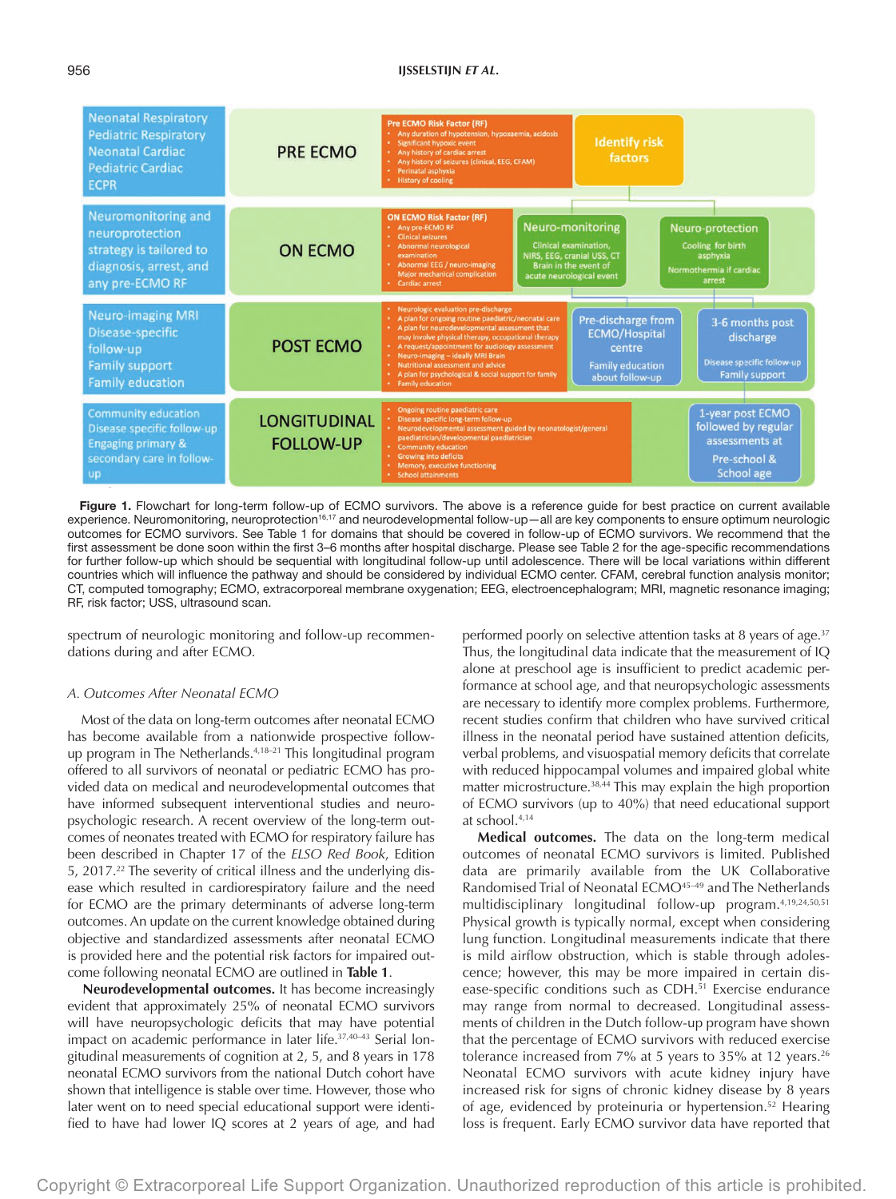| | | | | |
|---|---|---|---|---|
| Neonatal Respiratory<br>Pediatric Respiratory<br>Neonatal Cardiac<br>Pediatric Cardiac<br>ECPR | PRE ECMO | **Pre ECMO Risk Factor (RF)**<br>• Any duration of hypotension, hypoxaemia, acidosis<br>• Significant hypoxic event<br>• Any history of cardiac arrest<br>• Any history of seizures (clinical, EEG, CFAM)<br>• Perinatal asphyxia<br>• History of cooling | Identify risk factors | |
| Neuromonitoring and neuroprotection strategy is tailored to diagnosis, arrest, and any pre-ECMO RF | ON ECMO | **ON ECMO Risk Factor (RF)**<br>• Any pre-ECMO RF<br>• Clinical seizures<br>• Abnormal neurological examination<br>• Abnormal EEG / neuro-imaging<br>• Major mechanical complication<br>• Cardiac arrest | Neuro-monitoring<br>Clinical examination, NIRS, EEG, cranial USS, CT Brain in the event of acute neurological event | Neuro-protection<br>Cooling for birth asphyxia<br>Normothermia if cardiac arrest |
| Neuro-imaging MRI<br>Disease-specific follow-up<br>Family support<br>Family education | POST ECMO | • Neurologic evaluation pre-discharge<br>• A plan for ongoing routine paediatric/neonatal care<br>• A plan for neurodevelopmental assessment that may involve physical therapy, occupational therapy<br>• A request/appointment for audiology assessment<br>• Neuro-imaging – ideally MRI Brain<br>• Nutritional assessment and advice<br>• A plan for psychological & social support for family<br>• Family education | Pre-discharge from ECMO/Hospital centre<br>Family education about follow-up | 3-6 months post discharge<br>Disease specific follow-up<br>Family support |
| Community education<br>Disease specific follow-up<br>Engaging primary & secondary care in follow-up | LONGITUDINAL FOLLOW-UP | • Ongoing routine paediatric care<br>• Disease specific long-term follow-up<br>• Neurodevelopmental assessment guided by neonatologist/general paediatrician/developmental paediatrician<br>• Community education<br>• Growing into deficits<br>• Memory, executive functioning<br>• School attainments | | 1-year post ECMO followed by regular assessments at<br>Pre-school & School age |

**Figure 1.** Flowchart for long-term follow-up of ECMO survivors. The above is a reference guide for best practice on current available experience. Neuromonitoring, neuroprotection[16,17] and neurodevelopmental follow-up—all are key components to ensure optimum neurologic outcomes for ECMO survivors. See Table 1 for domains that should be covered in follow-up of ECMO survivors. We recommend that the first assessment be done soon within the first 3–6 months after hospital discharge. Please see Table 2 for the age-specific recommendations for further follow-up which should be sequential with longitudinal follow-up until adolescence. There will be local variations within different countries which will influence the pathway and should be considered by individual ECMO center. CFAM, cerebral function analysis monitor; CT, computed tomography; ECMO, extracorporeal membrane oxygenation; EEG, electroencephalogram; MRI, magnetic resonance imaging; RF, risk factor; USS, ultrasound scan.

spectrum of neurologic monitoring and follow-up recommendations during and after ECMO.

### A. Outcomes After Neonatal ECMO

Most of the data on long-term outcomes after neonatal ECMO has become available from a nationwide prospective follow-up program in The Netherlands.[4,18–21] This longitudinal program offered to all survivors of neonatal or pediatric ECMO has provided data on medical and neurodevelopmental outcomes that have informed subsequent interventional studies and neuropsychologic research. A recent overview of the long-term outcomes of neonates treated with ECMO for respiratory failure has been described in Chapter 17 of the *ELSO Red Book*, Edition 5, 2017.[22] The severity of critical illness and the underlying disease which resulted in cardiorespiratory failure and the need for ECMO are the primary determinants of adverse long-term outcomes. An update on the current knowledge obtained during objective and standardized assessments after neonatal ECMO is provided here and the potential risk factors for impaired outcome following neonatal ECMO are outlined in **Table 1**.

**Neurodevelopmental outcomes.** It has become increasingly evident that approximately 25% of neonatal ECMO survivors will have neuropsychologic deficits that may have potential impact on academic performance in later life.[37,40–43] Serial longitudinal measurements of cognition at 2, 5, and 8 years in 178 neonatal ECMO survivors from the national Dutch cohort have shown that intelligence is stable over time. However, those who later went on to need special educational support were identified to have had lower IQ scores at 2 years of age, and had performed poorly on selective attention tasks at 8 years of age.[37] Thus, the longitudinal data indicate that the measurement of IQ alone at preschool age is insufficient to predict academic performance at school age, and that neuropsychologic assessments are necessary to identify more complex problems. Furthermore, recent studies confirm that children who have survived critical illness in the neonatal period have sustained attention deficits, verbal problems, and visuospatial memory deficits that correlate with reduced hippocampal volumes and impaired global white matter microstructure.[38,44] This may explain the high proportion of ECMO survivors (up to 40%) that need educational support at school.[4,14]

**Medical outcomes.** The data on the long-term medical outcomes of neonatal ECMO survivors is limited. Published data are primarily available from the UK Collaborative Randomised Trial of Neonatal ECMO[45–49] and The Netherlands multidisciplinary longitudinal follow-up program.[4,19,24,50,51] Physical growth is typically normal, except when considering lung function. Longitudinal measurements indicate that there is mild airflow obstruction, which is stable through adolescence; however, this may be more impaired in certain disease-specific conditions such as CDH.[51] Exercise endurance may range from normal to decreased. Longitudinal assessments of children in the Dutch follow-up program have shown that the percentage of ECMO survivors with reduced exercise tolerance increased from 7% at 5 years to 35% at 12 years.[26] Neonatal ECMO survivors with acute kidney injury have increased risk for signs of chronic kidney disease by 8 years of age, evidenced by proteinuria or hypertension.[52] Hearing loss is frequent. Early ECMO survivor data have reported that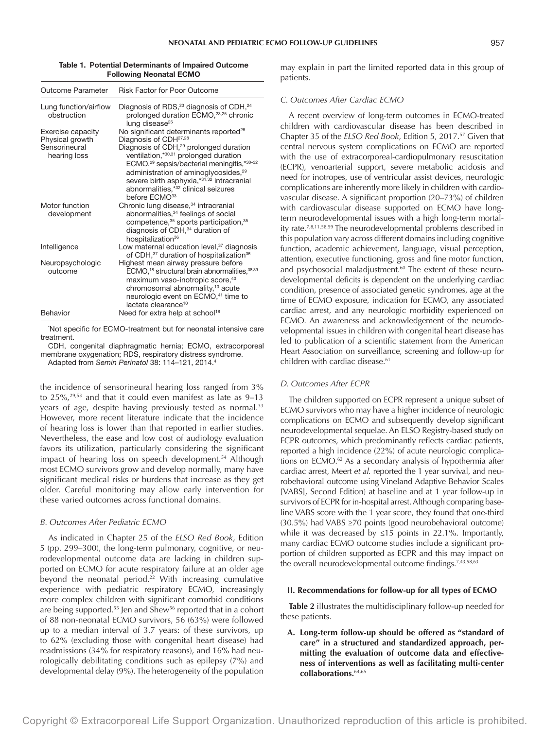**Table 1. Potential Determinants of Impaired Outcome Following Neonatal ECMO**

| Outcome Parameter | Risk Factor for Poor Outcome |
| --- | --- |
| Lung function/airflow obstruction | Diagnosis of RDS,[23] diagnosis of CDH,[24] prolonged duration ECMO,[23,25] chronic lung disease[25] |
| Exercise capacity | No significant determinants reported[26] |
| Physical growth | Diagnosis of CDH[27,28] |
| Sensorineural hearing loss | Diagnosis of CDH,[29] prolonged duration ventilation,*[30,31] prolonged duration ECMO,[29] sepsis/bacterial meningitis,*[30–32] administration of aminoglycosides,[29] severe birth asphyxia,*[31,32] intracranial abnormalities,*[32] clinical seizures before ECMO[33] |
| Motor function development | Chronic lung disease,[34] intracranial abnormalities,[34] feelings of social competence,[35] sports participation,[35] diagnosis of CDH,[34] duration of hospitalization[36] |
| Intelligence | Low maternal education level,[37] diagnosis of CDH,[37] duration of hospitalization[36] |
| Neuropsychologic outcome | Highest mean airway pressure before ECMO,[18] structural brain abnormalities,[38,39] maximum vaso-inotropic score,[40] chromosomal abnormality,[10] acute neurologic event on ECMO,[41] time to lactate clearance[10] |
| Behavior | Need for extra help at school[18] |

*Not specific for ECMO-treatment but for neonatal intensive care treatment.

CDH, congenital diaphragmatic hernia; ECMO, extracorporeal membrane oxygenation; RDS, respiratory distress syndrome.

Adapted from *Semin Perinatol* 38: 114–121, 2014.[4]

the incidence of sensorineural hearing loss ranged from 3% to 25%,[29,53] and that it could even manifest as late as 9–13 years of age, despite having previously tested as normal.[33] However, more recent literature indicate that the incidence of hearing loss is lower than that reported in earlier studies. Nevertheless, the ease and low cost of audiology evaluation favors its utilization, particularly considering the significant impact of hearing loss on speech development.[54] Although most ECMO survivors grow and develop normally, many have significant medical risks or burdens that increase as they get older. Careful monitoring may allow early intervention for these varied outcomes across functional domains.

### B. Outcomes After Pediatric ECMO

As indicated in Chapter 25 of the *ELSO Red Book*, Edition 5 (pp. 299–300), the long-term pulmonary, cognitive, or neurodevelopmental outcome data are lacking in children supported on ECMO for acute respiratory failure at an older age beyond the neonatal period.[22] With increasing cumulative experience with pediatric respiratory ECMO, increasingly more complex children with significant comorbid conditions are being supported.[55] Jen and Shew[56] reported that in a cohort of 88 non-neonatal ECMO survivors, 56 (63%) were followed up to a median interval of 3.7 years: of these survivors, up to 62% (excluding those with congenital heart disease) had readmissions (34% for respiratory reasons), and 16% had neurologically debilitating conditions such as epilepsy (7%) and developmental delay (9%). The heterogeneity of the population may explain in part the limited reported data in this group of patients.

### C. Outcomes After Cardiac ECMO

A recent overview of long-term outcomes in ECMO-treated children with cardiovascular disease has been described in Chapter 35 of the *ELSO Red Book*, Edition 5, 2017.[57] Given that central nervous system complications on ECMO are reported with the use of extracorporeal-cardiopulmonary resuscitation (ECPR), venoarterial support, severe metabolic acidosis and need for inotropes, use of ventricular assist devices, neurologic complications are inherently more likely in children with cardiovascular disease. A significant proportion (20–73%) of children with cardiovascular disease supported on ECMO have long-term neurodevelopmental issues with a high long-term mortality rate.[7,8,11,58,59] The neurodevelopmental problems described in this population vary across different domains including cognitive function, academic achievement, language, visual perception, attention, executive functioning, gross and fine motor function, and psychosocial maladjustment.[60] The extent of these neurodevelopmental deficits is dependent on the underlying cardiac condition, presence of associated genetic syndromes, age at the time of ECMO exposure, indication for ECMO, any associated cardiac arrest, and any neurologic morbidity experienced on ECMO. An awareness and acknowledgement of the neurodevelopmental issues in children with congenital heart disease has led to publication of a scientific statement from the American Heart Association on surveillance, screening and follow-up for children with cardiac disease.[61]

### D. Outcomes After ECPR

The children supported on ECPR represent a unique subset of ECMO survivors who may have a higher incidence of neurologic complications on ECMO and subsequently develop significant neurodevelopmental sequelae. An ELSO Registry-based study on ECPR outcomes, which predominantly reflects cardiac patients, reported a high incidence (22%) of acute neurologic complications on ECMO.[62] As a secondary analysis of hypothermia after cardiac arrest, Meert *et al.* reported the 1 year survival, and neurobehavioral outcome using Vineland Adaptive Behavior Scales [VABS], Second Edition) at baseline and at 1 year follow-up in survivors of ECPR for in-hospital arrest. Although comparing baseline VABS score with the 1 year score, they found that one-third (30.5%) had VABS ≥70 points (good neurobehavioral outcome) while it was decreased by ≤15 points in 22.1%. Importantly, many cardiac ECMO outcome studies include a significant proportion of children supported as ECPR and this may impact on the overall neurodevelopmental outcome findings.[7,43,58,63]

## II. Recommendations for follow-up for all types of ECMO

**Table 2** illustrates the multidisciplinary follow-up needed for these patients.

**A. Long-term follow-up should be offered as "standard of care" in a structured and standardized approach, permitting the evaluation of outcome data and effectiveness of interventions as well as facilitating multi-center collaborations.[64,65]**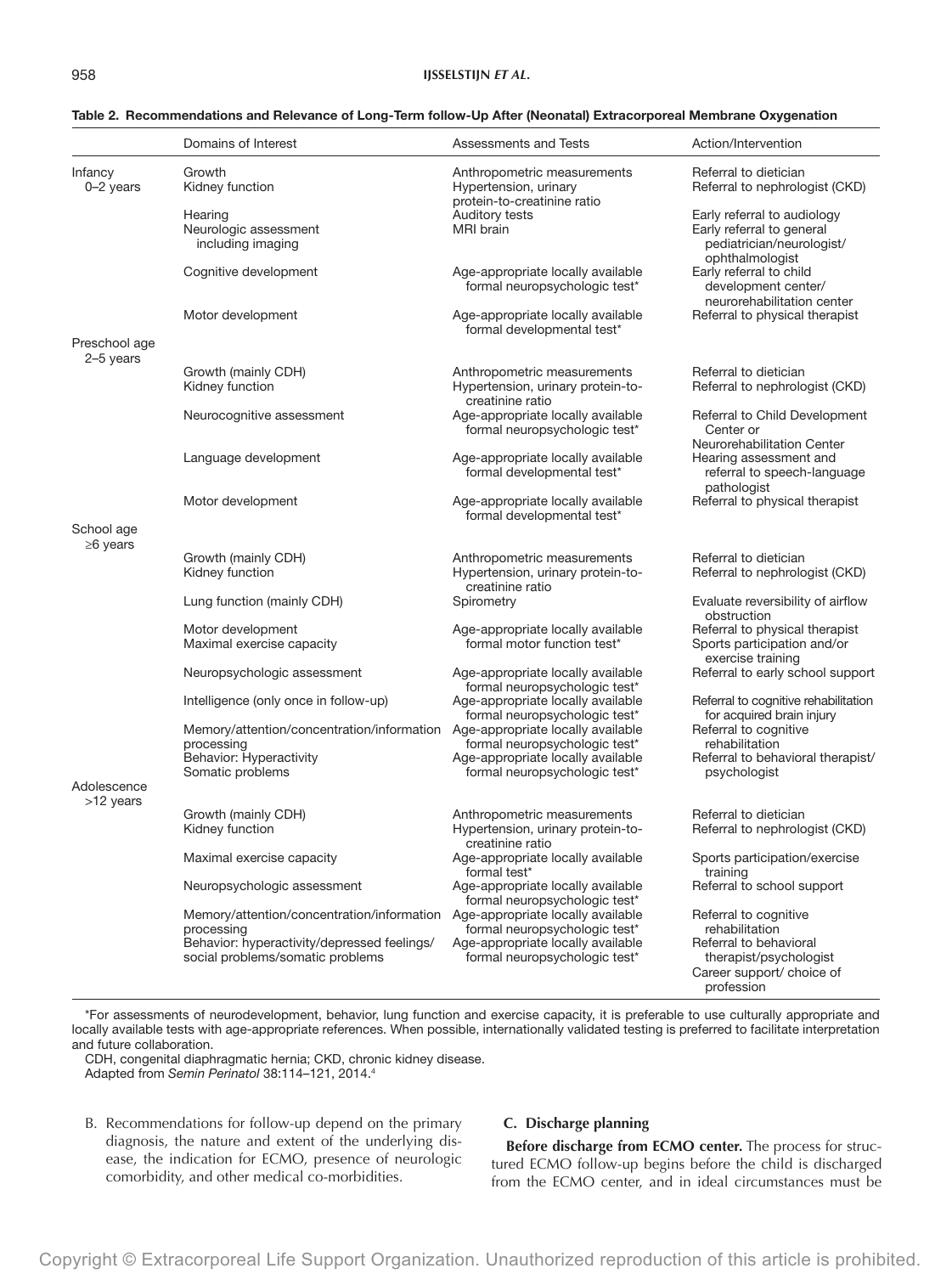**Table 2. Recommendations and Relevance of Long-Term follow-Up After (Neonatal) Extracorporeal Membrane Oxygenation**

| | Domains of Interest | Assessments and Tests | Action/Intervention |
|---|---|---|---|
| Infancy 0–2 years | Growth | Anthropometric measurements | Referral to dietician |
| | Kidney function | Hypertension, urinary protein-to-creatinine ratio | Referral to nephrologist (CKD) |
| | Hearing | Auditory tests | Early referral to audiology |
| | Neurologic assessment including imaging | MRI brain | Early referral to general pediatrician/neurologist/ophthalmologist |
| | Cognitive development | Age-appropriate locally available formal neuropsychologic test* | Early referral to child development center/neurorehabilitation center |
| | Motor development | Age-appropriate locally available formal developmental test* | Referral to physical therapist |
| Preschool age 2–5 years | | | |
| | Growth (mainly CDH) | Anthropometric measurements | Referral to dietician |
| | Kidney function | Hypertension, urinary protein-to-creatinine ratio | Referral to nephrologist (CKD) |
| | Neurocognitive assessment | Age-appropriate locally available formal neuropsychologic test* | Referral to Child Development Center or Neurorehabilitation Center |
| | Language development | Age-appropriate locally available formal developmental test* | Hearing assessment and referral to speech-language pathologist |
| | Motor development | Age-appropriate locally available formal developmental test* | Referral to physical therapist |
| School age ≥6 years | | | |
| | Growth (mainly CDH) | Anthropometric measurements | Referral to dietician |
| | Kidney function | Hypertension, urinary protein-to-creatinine ratio | Referral to nephrologist (CKD) |
| | Lung function (mainly CDH) | Spirometry | Evaluate reversibility of airflow obstruction |
| | Motor development | Age-appropriate locally available formal motor function test* | Referral to physical therapist |
| | Maximal exercise capacity | | Sports participation and/or exercise training |
| | Neuropsychologic assessment | Age-appropriate locally available formal neuropsychologic test* | Referral to early school support |
| | Intelligence (only once in follow-up) | Age-appropriate locally available formal neuropsychologic test* | Referral to cognitive rehabilitation for acquired brain injury |
| | Memory/attention/concentration/information processing | Age-appropriate locally available formal neuropsychologic test* | Referral to cognitive rehabilitation |
| | Behavior: Hyperactivity Somatic problems | Age-appropriate locally available formal neuropsychologic test* | Referral to behavioral therapist/psychologist |
| Adolescence >12 years | | | |
| | Growth (mainly CDH) | Anthropometric measurements | Referral to dietician |
| | Kidney function | Hypertension, urinary protein-to-creatinine ratio | Referral to nephrologist (CKD) |
| | Maximal exercise capacity | Age-appropriate locally available formal test* | Sports participation/exercise training |
| | Neuropsychologic assessment | Age-appropriate locally available formal neuropsychologic test* | Referral to school support |
| | Memory/attention/concentration/information processing | Age-appropriate locally available formal neuropsychologic test* | Referral to cognitive rehabilitation |
| | Behavior: hyperactivity/depressed feelings/social problems/somatic problems | Age-appropriate locally available formal neuropsychologic test* | Referral to behavioral therapist/psychologist<br>Career support/ choice of profession |

*For assessments of neurodevelopment, behavior, lung function and exercise capacity, it is preferable to use culturally appropriate and locally available tests with age-appropriate references. When possible, internationally validated testing is preferred to facilitate interpretation and future collaboration.

CDH, congenital diaphragmatic hernia; CKD, chronic kidney disease.

Adapted from *Semin Perinatol* 38:114–121, 2014.[4]

B. Recommendations for follow-up depend on the primary diagnosis, the nature and extent of the underlying disease, the indication for ECMO, presence of neurologic comorbidity, and other medical co-morbidities.

### C. Discharge planning

**Before discharge from ECMO center.** The process for structured ECMO follow-up begins before the child is discharged from the ECMO center, and in ideal circumstances must be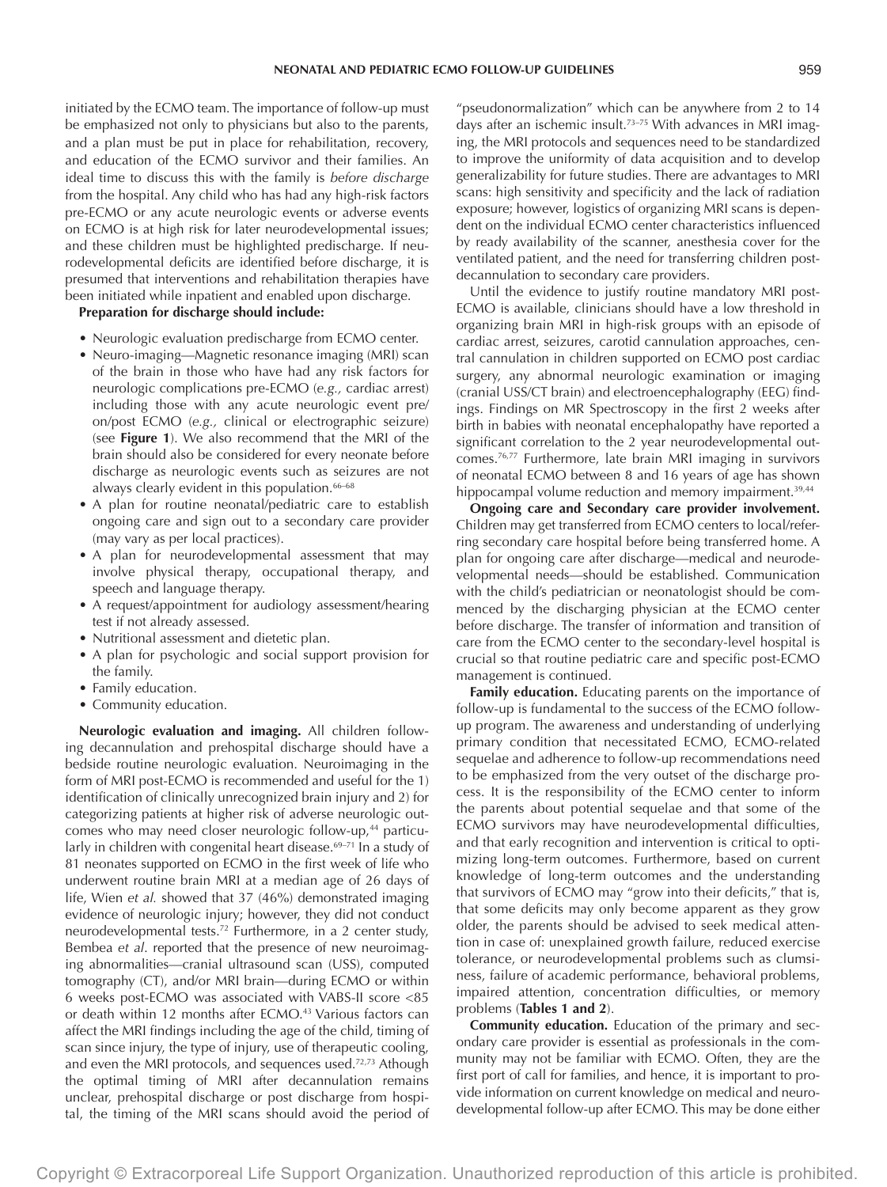initiated by the ECMO team. The importance of follow-up must be emphasized not only to physicians but also to the parents, and a plan must be put in place for rehabilitation, recovery, and education of the ECMO survivor and their families. An ideal time to discuss this with the family is *before discharge* from the hospital. Any child who has had any high-risk factors pre-ECMO or any acute neurologic events or adverse events on ECMO is at high risk for later neurodevelopmental issues; and these children must be highlighted predischarge. If neurodevelopmental deficits are identified before discharge, it is presumed that interventions and rehabilitation therapies have been initiated while inpatient and enabled upon discharge.

**Preparation for discharge should include:**

- Neurologic evaluation predischarge from ECMO center.
- Neuro-imaging—Magnetic resonance imaging (MRI) scan of the brain in those who have had any risk factors for neurologic complications pre-ECMO (*e.g.,* cardiac arrest) including those with any acute neurologic event pre/on/post ECMO (*e.g.,* clinical or electrographic seizure) (see **Figure 1**). We also recommend that the MRI of the brain should also be considered for every neonate before discharge as neurologic events such as seizures are not always clearly evident in this population.[66–68]
- A plan for routine neonatal/pediatric care to establish ongoing care and sign out to a secondary care provider (may vary as per local practices).
- A plan for neurodevelopmental assessment that may involve physical therapy, occupational therapy, and speech and language therapy.
- A request/appointment for audiology assessment/hearing test if not already assessed.
- Nutritional assessment and dietetic plan.
- A plan for psychologic and social support provision for the family.
- Family education.
- Community education.

**Neurologic evaluation and imaging.** All children following decannulation and prehospital discharge should have a bedside routine neurologic evaluation. Neuroimaging in the form of MRI post-ECMO is recommended and useful for the 1) identification of clinically unrecognized brain injury and 2) for categorizing patients at higher risk of adverse neurologic outcomes who may need closer neurologic follow-up,[44] particularly in children with congenital heart disease.[69–71] In a study of 81 neonates supported on ECMO in the first week of life who underwent routine brain MRI at a median age of 26 days of life, Wien *et al.* showed that 37 (46%) demonstrated imaging evidence of neurologic injury; however, they did not conduct neurodevelopmental tests.[72] Furthermore, in a 2 center study, Bembea *et al*. reported that the presence of new neuroimaging abnormalities—cranial ultrasound scan (USS), computed tomography (CT), and/or MRI brain—during ECMO or within 6 weeks post-ECMO was associated with VABS-II score <85 or death within 12 months after ECMO.[43] Various factors can affect the MRI findings including the age of the child, timing of scan since injury, the type of injury, use of therapeutic cooling, and even the MRI protocols, and sequences used.[72,73] Athough the optimal timing of MRI after decannulation remains unclear, prehospital discharge or post discharge from hospital, the timing of the MRI scans should avoid the period of "pseudonormalization" which can be anywhere from 2 to 14 days after an ischemic insult.[73–75] With advances in MRI imaging, the MRI protocols and sequences need to be standardized to improve the uniformity of data acquisition and to develop generalizability for future studies. There are advantages to MRI scans: high sensitivity and specificity and the lack of radiation exposure; however, logistics of organizing MRI scans is dependent on the individual ECMO center characteristics influenced by ready availability of the scanner, anesthesia cover for the ventilated patient, and the need for transferring children post-decannulation to secondary care providers.

Until the evidence to justify routine mandatory MRI post-ECMO is available, clinicians should have a low threshold in organizing brain MRI in high-risk groups with an episode of cardiac arrest, seizures, carotid cannulation approaches, central cannulation in children supported on ECMO post cardiac surgery, any abnormal neurologic examination or imaging (cranial USS/CT brain) and electroencephalography (EEG) findings. Findings on MR Spectroscopy in the first 2 weeks after birth in babies with neonatal encephalopathy have reported a significant correlation to the 2 year neurodevelopmental outcomes.[76,77] Furthermore, late brain MRI imaging in survivors of neonatal ECMO between 8 and 16 years of age has shown hippocampal volume reduction and memory impairment.[39,44]

**Ongoing care and Secondary care provider involvement.** Children may get transferred from ECMO centers to local/referring secondary care hospital before being transferred home. A plan for ongoing care after discharge—medical and neurodevelopmental needs—should be established. Communication with the child's pediatrician or neonatologist should be commenced by the discharging physician at the ECMO center before discharge. The transfer of information and transition of care from the ECMO center to the secondary-level hospital is crucial so that routine pediatric care and specific post-ECMO management is continued.

**Family education.** Educating parents on the importance of follow-up is fundamental to the success of the ECMO follow-up program. The awareness and understanding of underlying primary condition that necessitated ECMO, ECMO-related sequelae and adherence to follow-up recommendations need to be emphasized from the very outset of the discharge process. It is the responsibility of the ECMO center to inform the parents about potential sequelae and that some of the ECMO survivors may have neurodevelopmental difficulties, and that early recognition and intervention is critical to optimizing long-term outcomes. Furthermore, based on current knowledge of long-term outcomes and the understanding that survivors of ECMO may "grow into their deficits," that is, that some deficits may only become apparent as they grow older, the parents should be advised to seek medical attention in case of: unexplained growth failure, reduced exercise tolerance, or neurodevelopmental problems such as clumsiness, failure of academic performance, behavioral problems, impaired attention, concentration difficulties, or memory problems (**Tables 1 and 2**).

**Community education.** Education of the primary and secondary care provider is essential as professionals in the community may not be familiar with ECMO. Often, they are the first port of call for families, and hence, it is important to provide information on current knowledge on medical and neurodevelopmental follow-up after ECMO. This may be done either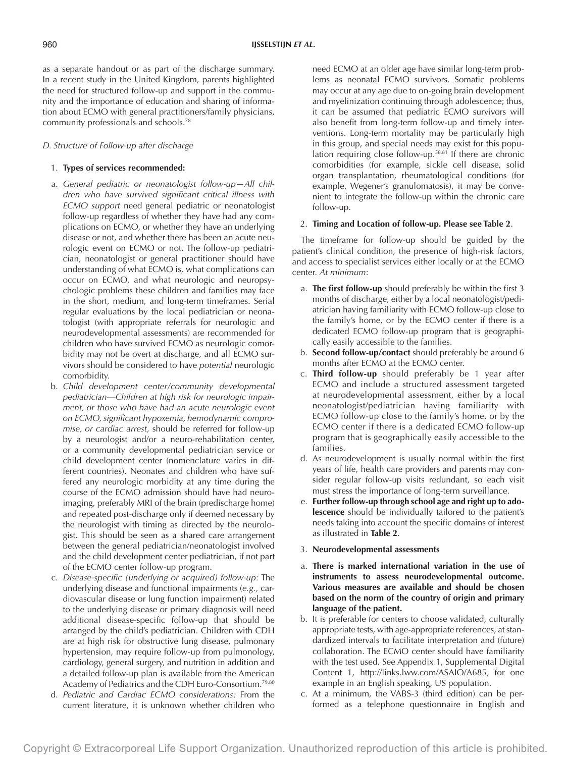as a separate handout or as part of the discharge summary. In a recent study in the United Kingdom, parents highlighted the need for structured follow-up and support in the community and the importance of education and sharing of information about ECMO with general practitioners/family physicians, community professionals and schools.[78]

*D. Structure of Follow-up after discharge*

1. **Types of services recommended:**

a. *General pediatric or neonatologist follow-up—All children who have survived significant critical illness with ECMO support* need general pediatric or neonatologist follow-up regardless of whether they have had any complications on ECMO, or whether they have an underlying disease or not, and whether there has been an acute neurologic event on ECMO or not. The follow-up pediatrician, neonatologist or general practitioner should have understanding of what ECMO is, what complications can occur on ECMO, and what neurologic and neuropsychologic problems these children and families may face in the short, medium, and long-term timeframes. Serial regular evaluations by the local pediatrician or neonatologist (with appropriate referrals for neurologic and neurodevelopmental assessments) are recommended for children who have survived ECMO as neurologic comorbidity may not be overt at discharge, and all ECMO survivors should be considered to have *potential* neurologic comorbidity.

b. *Child development center/community developmental pediatrician—Children at high risk for neurologic impairment, or those who have had an acute neurologic event on ECMO, significant hypoxemia, hemodynamic compromise, or cardiac arrest*, should be referred for follow-up by a neurologist and/or a neuro-rehabilitation center, or a community developmental pediatrician service or child development center (nomenclature varies in different countries). Neonates and children who have suffered any neurologic morbidity at any time during the course of the ECMO admission should have had neuroimaging, preferably MRI of the brain (predischarge home) and repeated post-discharge only if deemed necessary by the neurologist with timing as directed by the neurologist. This should be seen as a shared care arrangement between the general pediatrician/neonatologist involved and the child development center pediatrician, if not part of the ECMO center follow-up program.

c. *Disease-specific (underlying or acquired) follow-up:* The underlying disease and functional impairments (*e.g.,* cardiovascular disease or lung function impairment) related to the underlying disease or primary diagnosis will need additional disease-specific follow-up that should be arranged by the child's pediatrician. Children with CDH are at high risk for obstructive lung disease, pulmonary hypertension, may require follow-up from pulmonology, cardiology, general surgery, and nutrition in addition and a detailed follow-up plan is available from the American Academy of Pediatrics and the CDH Euro-Consortium.[79,80]

d. *Pediatric and Cardiac ECMO considerations:* From the current literature, it is unknown whether children who need ECMO at an older age have similar long-term problems as neonatal ECMO survivors. Somatic problems may occur at any age due to on-going brain development and myelinization continuing through adolescence; thus, it can be assumed that pediatric ECMO survivors will also benefit from long-term follow-up and timely interventions. Long-term mortality may be particularly high in this group, and special needs may exist for this population requiring close follow-up.[58,81] If there are chronic comorbidities (for example, sickle cell disease, solid organ transplantation, rheumatological conditions (for example, Wegener's granulomatosis), it may be convenient to integrate the follow-up within the chronic care follow-up.

2. **Timing and Location of follow-up. Please see Table 2**.

The timeframe for follow-up should be guided by the patient's clinical condition, the presence of high-risk factors, and access to specialist services either locally or at the ECMO center. *At minimum*:

a. **The first follow-up** should preferably be within the first 3 months of discharge, either by a local neonatologist/pediatrician having familiarity with ECMO follow-up close to the family's home, or by the ECMO center if there is a dedicated ECMO follow-up program that is geographically easily accessible to the families.

b. **Second follow-up/contact** should preferably be around 6 months after ECMO at the ECMO center.

c. **Third follow-up** should preferably be 1 year after ECMO and include a structured assessment targeted at neurodevelopmental assessment, either by a local neonatologist/pediatrician having familiarity with ECMO follow-up close to the family's home, or by the ECMO center if there is a dedicated ECMO follow-up program that is geographically easily accessible to the families.

d. As neurodevelopment is usually normal within the first years of life, health care providers and parents may consider regular follow-up visits redundant, so each visit must stress the importance of long-term surveillance.

e. **Further follow-up through school age and right up to adolescence** should be individually tailored to the patient's needs taking into account the specific domains of interest as illustrated in **Table 2**.

3. **Neurodevelopmental assessments**

a. **There is marked international variation in the use of instruments to assess neurodevelopmental outcome. Various measures are available and should be chosen based on the norm of the country of origin and primary language of the patient.**

b. It is preferable for centers to choose validated, culturally appropriate tests, with age-appropriate references, at standardized intervals to facilitate interpretation and (future) collaboration. The ECMO center should have familiarity with the test used. See Appendix 1, Supplemental Digital Content 1, http://links.lww.com/ASAIO/A685, for one example in an English speaking, US population.

c. At a minimum, the VABS-3 (third edition) can be performed as a telephone questionnaire in English and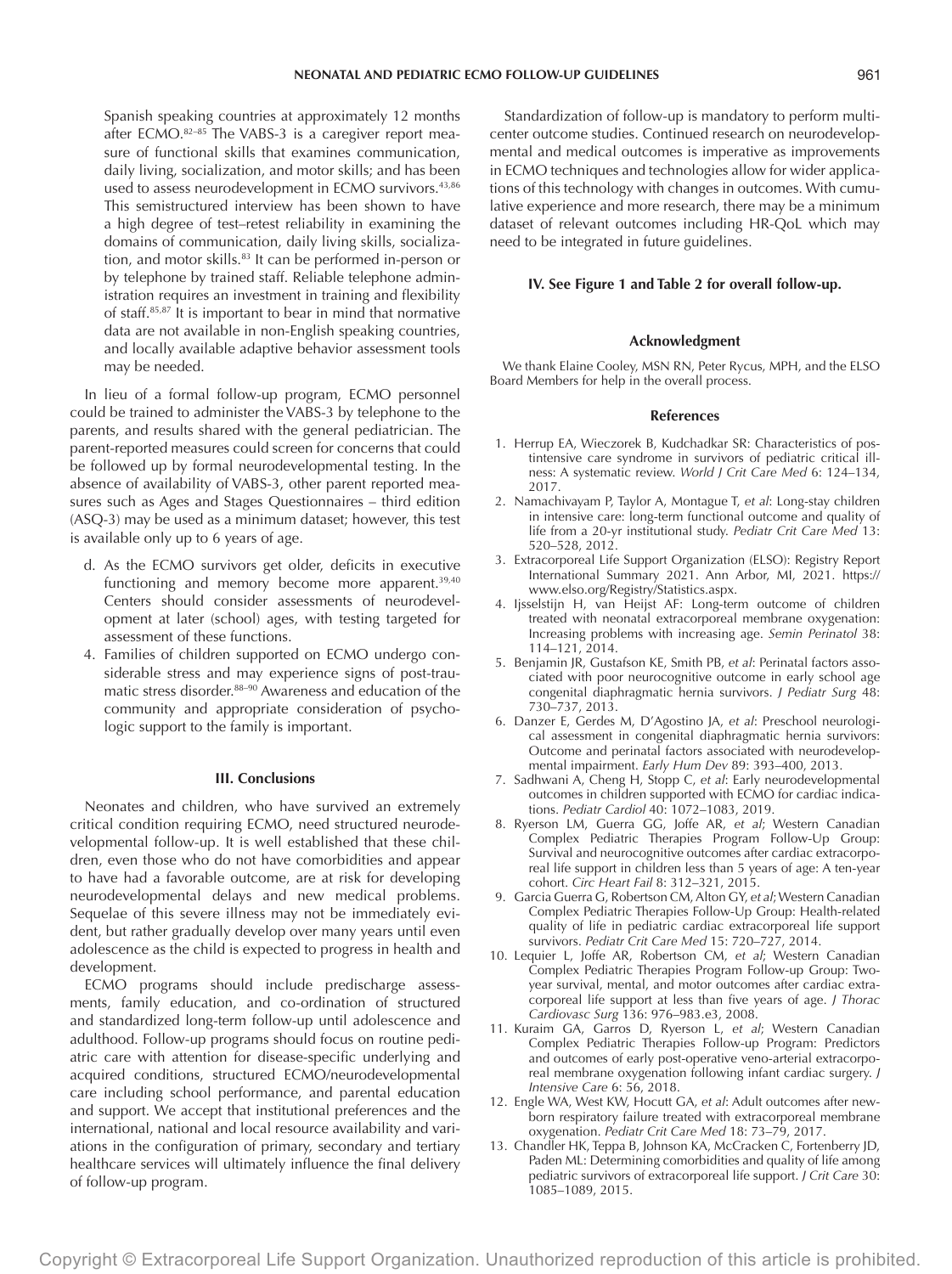Spanish speaking countries at approximately 12 months after ECMO.[82–85] The VABS-3 is a caregiver report measure of functional skills that examines communication, daily living, socialization, and motor skills; and has been used to assess neurodevelopment in ECMO survivors.[43,86] This semistructured interview has been shown to have a high degree of test–retest reliability in examining the domains of communication, daily living skills, socialization, and motor skills.[83] It can be performed in-person or by telephone by trained staff. Reliable telephone administration requires an investment in training and flexibility of staff.[85,87] It is important to bear in mind that normative data are not available in non-English speaking countries, and locally available adaptive behavior assessment tools may be needed.

In lieu of a formal follow-up program, ECMO personnel could be trained to administer the VABS-3 by telephone to the parents, and results shared with the general pediatrician. The parent-reported measures could screen for concerns that could be followed up by formal neurodevelopmental testing. In the absence of availability of VABS-3, other parent reported measures such as Ages and Stages Questionnaires – third edition (ASQ-3) may be used as a minimum dataset; however, this test is available only up to 6 years of age.

d. As the ECMO survivors get older, deficits in executive functioning and memory become more apparent.[39,40] Centers should consider assessments of neurodevelopment at later (school) ages, with testing targeted for assessment of these functions.

4. Families of children supported on ECMO undergo considerable stress and may experience signs of post-traumatic stress disorder.[88–90] Awareness and education of the community and appropriate consideration of psychologic support to the family is important.

### III. Conclusions

Neonates and children, who have survived an extremely critical condition requiring ECMO, need structured neurodevelopmental follow-up. It is well established that these children, even those who do not have comorbidities and appear to have had a favorable outcome, are at risk for developing neurodevelopmental delays and new medical problems. Sequelae of this severe illness may not be immediately evident, but rather gradually develop over many years until even adolescence as the child is expected to progress in health and development.

ECMO programs should include predischarge assessments, family education, and co-ordination of structured and standardized long-term follow-up until adolescence and adulthood. Follow-up programs should focus on routine pediatric care with attention for disease-specific underlying and acquired conditions, structured ECMO/neurodevelopmental care including school performance, and parental education and support. We accept that institutional preferences and the international, national and local resource availability and variations in the configuration of primary, secondary and tertiary healthcare services will ultimately influence the final delivery of follow-up program.

Standardization of follow-up is mandatory to perform multicenter outcome studies. Continued research on neurodevelopmental and medical outcomes is imperative as improvements in ECMO techniques and technologies allow for wider applications of this technology with changes in outcomes. With cumulative experience and more research, there may be a minimum dataset of relevant outcomes including HR-QoL which may need to be integrated in future guidelines.

### IV. See Figure 1 and Table 2 for overall follow-up.

### Acknowledgment

We thank Elaine Cooley, MSN RN, Peter Rycus, MPH, and the ELSO Board Members for help in the overall process.

### References

1. Herrup EA, Wieczorek B, Kudchadkar SR: Characteristics of postintensive care syndrome in survivors of pediatric critical illness: A systematic review. *World J Crit Care Med* 6: 124–134, 2017.
2. Namachivayam P, Taylor A, Montague T, *et al*: Long-stay children in intensive care: long-term functional outcome and quality of life from a 20-yr institutional study. *Pediatr Crit Care Med* 13: 520–528, 2012.
3. Extracorporeal Life Support Organization (ELSO): Registry Report International Summary 2021. Ann Arbor, MI, 2021. https://www.elso.org/Registry/Statistics.aspx.
4. Ijsselstijn H, van Heijst AF: Long-term outcome of children treated with neonatal extracorporeal membrane oxygenation: Increasing problems with increasing age. *Semin Perinatol* 38: 114–121, 2014.
5. Benjamin JR, Gustafson KE, Smith PB, *et al*: Perinatal factors associated with poor neurocognitive outcome in early school age congenital diaphragmatic hernia survivors. *J Pediatr Surg* 48: 730–737, 2013.
6. Danzer E, Gerdes M, D'Agostino JA, *et al*: Preschool neurological assessment in congenital diaphragmatic hernia survivors: Outcome and perinatal factors associated with neurodevelopmental impairment. *Early Hum Dev* 89: 393–400, 2013.
7. Sadhwani A, Cheng H, Stopp C, *et al*: Early neurodevelopmental outcomes in children supported with ECMO for cardiac indications. *Pediatr Cardiol* 40: 1072–1083, 2019.
8. Ryerson LM, Guerra GG, Joffe AR, *et al*; Western Canadian Complex Pediatric Therapies Program Follow-Up Group: Survival and neurocognitive outcomes after cardiac extracorporeal life support in children less than 5 years of age: A ten-year cohort. *Circ Heart Fail* 8: 312–321, 2015.
9. Garcia Guerra G, Robertson CM, Alton GY, *et al*; Western Canadian Complex Pediatric Therapies Follow-Up Group: Health-related quality of life in pediatric cardiac extracorporeal life support survivors. *Pediatr Crit Care Med* 15: 720–727, 2014.
10. Lequier L, Joffe AR, Robertson CM, *et al*; Western Canadian Complex Pediatric Therapies Program Follow-up Group: Two-year survival, mental, and motor outcomes after cardiac extracorporeal life support at less than five years of age. *J Thorac Cardiovasc Surg* 136: 976–983.e3, 2008.
11. Kuraim GA, Garros D, Ryerson L, *et al*; Western Canadian Complex Pediatric Therapies Follow-up Program: Predictors and outcomes of early post-operative veno-arterial extracorporeal membrane oxygenation following infant cardiac surgery. *J Intensive Care* 6: 56, 2018.
12. Engle WA, West KW, Hocutt GA, *et al*: Adult outcomes after newborn respiratory failure treated with extracorporeal membrane oxygenation. *Pediatr Crit Care Med* 18: 73–79, 2017.
13. Chandler HK, Teppa B, Johnson KA, McCracken C, Fortenberry JD, Paden ML: Determining comorbidities and quality of life among pediatric survivors of extracorporeal life support. *J Crit Care* 30: 1085–1089, 2015.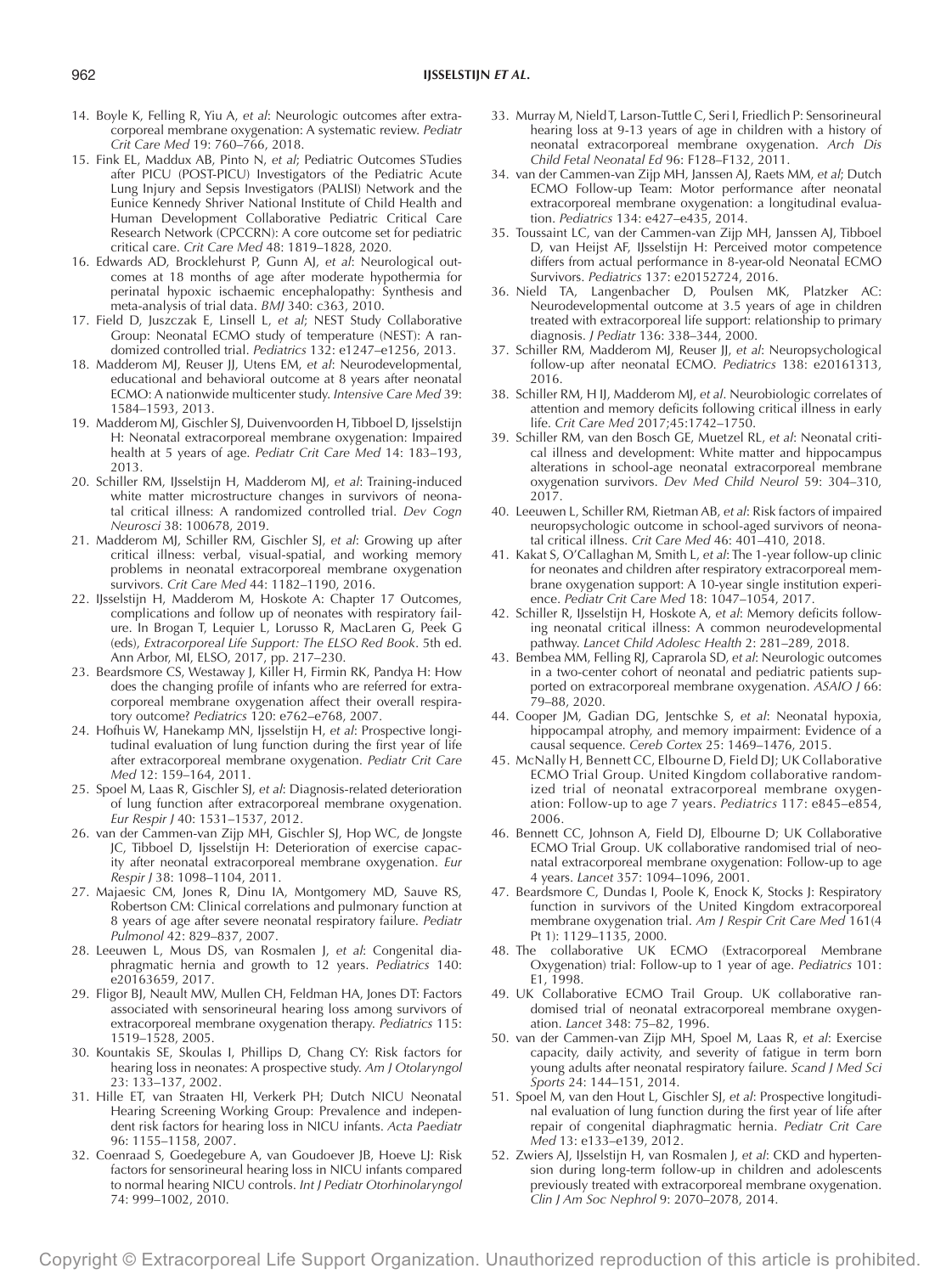14. Boyle K, Felling R, Yiu A, *et al*: Neurologic outcomes after extracorporeal membrane oxygenation: A systematic review. *Pediatr Crit Care Med* 19: 760–766, 2018.
15. Fink EL, Maddux AB, Pinto N, *et al*; Pediatric Outcomes STudies after PICU (POST-PICU) Investigators of the Pediatric Acute Lung Injury and Sepsis Investigators (PALISI) Network and the Eunice Kennedy Shriver National Institute of Child Health and Human Development Collaborative Pediatric Critical Care Research Network (CPCCRN): A core outcome set for pediatric critical care. *Crit Care Med* 48: 1819–1828, 2020.
16. Edwards AD, Brocklehurst P, Gunn AJ, *et al*: Neurological outcomes at 18 months of age after moderate hypothermia for perinatal hypoxic ischaemic encephalopathy: Synthesis and meta-analysis of trial data. *BMJ* 340: c363, 2010.
17. Field D, Juszczak E, Linsell L, *et al*; NEST Study Collaborative Group: Neonatal ECMO study of temperature (NEST): A randomized controlled trial. *Pediatrics* 132: e1247–e1256, 2013.
18. Madderom MJ, Reuser JJ, Utens EM, *et al*: Neurodevelopmental, educational and behavioral outcome at 8 years after neonatal ECMO: A nationwide multicenter study. *Intensive Care Med* 39: 1584–1593, 2013.
19. Madderom MJ, Gischler SJ, Duivenvoorden H, Tibboel D, Ijsselstijn H: Neonatal extracorporeal membrane oxygenation: Impaired health at 5 years of age. *Pediatr Crit Care Med* 14: 183–193, 2013.
20. Schiller RM, IJsselstijn H, Madderom MJ, *et al*: Training-induced white matter microstructure changes in survivors of neonatal critical illness: A randomized controlled trial. *Dev Cogn Neurosci* 38: 100678, 2019.
21. Madderom MJ, Schiller RM, Gischler SJ, *et al*: Growing up after critical illness: verbal, visual-spatial, and working memory problems in neonatal extracorporeal membrane oxygenation survivors. *Crit Care Med* 44: 1182–1190, 2016.
22. IJsselstijn H, Madderom M, Hoskote A: Chapter 17 Outcomes, complications and follow up of neonates with respiratory failure. In Brogan T, Lequier L, Lorusso R, MacLaren G, Peek G (eds), *Extracorporeal Life Support: The ELSO Red Book*. 5th ed. Ann Arbor, MI, ELSO, 2017, pp. 217–230.
23. Beardsmore CS, Westaway J, Killer H, Firmin RK, Pandya H: How does the changing profile of infants who are referred for extracorporeal membrane oxygenation affect their overall respiratory outcome? *Pediatrics* 120: e762–e768, 2007.
24. Hofhuis W, Hanekamp MN, Ijsselstijn H, *et al*: Prospective longitudinal evaluation of lung function during the first year of life after extracorporeal membrane oxygenation. *Pediatr Crit Care Med* 12: 159–164, 2011.
25. Spoel M, Laas R, Gischler SJ, *et al*: Diagnosis-related deterioration of lung function after extracorporeal membrane oxygenation. *Eur Respir J* 40: 1531–1537, 2012.
26. van der Cammen-van Zijp MH, Gischler SJ, Hop WC, de Jongste JC, Tibboel D, Ijsselstijn H: Deterioration of exercise capacity after neonatal extracorporeal membrane oxygenation. *Eur Respir J* 38: 1098–1104, 2011.
27. Majaesic CM, Jones R, Dinu IA, Montgomery MD, Sauve RS, Robertson CM: Clinical correlations and pulmonary function at 8 years of age after severe neonatal respiratory failure. *Pediatr Pulmonol* 42: 829–837, 2007.
28. Leeuwen L, Mous DS, van Rosmalen J, *et al*: Congenital diaphragmatic hernia and growth to 12 years. *Pediatrics* 140: e20163659, 2017.
29. Fligor BJ, Neault MW, Mullen CH, Feldman HA, Jones DT: Factors associated with sensorineural hearing loss among survivors of extracorporeal membrane oxygenation therapy. *Pediatrics* 115: 1519–1528, 2005.
30. Kountakis SE, Skoulas I, Phillips D, Chang CY: Risk factors for hearing loss in neonates: A prospective study. *Am J Otolaryngol* 23: 133–137, 2002.
31. Hille ET, van Straaten HI, Verkerk PH; Dutch NICU Neonatal Hearing Screening Working Group: Prevalence and independent risk factors for hearing loss in NICU infants. *Acta Paediatr* 96: 1155–1158, 2007.
32. Coenraad S, Goedegebure A, van Goudoever JB, Hoeve LJ: Risk factors for sensorineural hearing loss in NICU infants compared to normal hearing NICU controls. *Int J Pediatr Otorhinolaryngol* 74: 999–1002, 2010.
33. Murray M, Nield T, Larson-Tuttle C, Seri I, Friedlich P: Sensorineural hearing loss at 9-13 years of age in children with a history of neonatal extracorporeal membrane oxygenation. *Arch Dis Child Fetal Neonatal Ed* 96: F128–F132, 2011.
34. van der Cammen-van Zijp MH, Janssen AJ, Raets MM, *et al*; Dutch ECMO Follow-up Team: Motor performance after neonatal extracorporeal membrane oxygenation: a longitudinal evaluation. *Pediatrics* 134: e427–e435, 2014.
35. Toussaint LC, van der Cammen-van Zijp MH, Janssen AJ, Tibboel D, van Heijst AF, IJsselstijn H: Perceived motor competence differs from actual performance in 8-year-old Neonatal ECMO Survivors. *Pediatrics* 137: e20152724, 2016.
36. Nield TA, Langenbacher D, Poulsen MK, Platzker AC: Neurodevelopmental outcome at 3.5 years of age in children treated with extracorporeal life support: relationship to primary diagnosis. *J Pediatr* 136: 338–344, 2000.
37. Schiller RM, Madderom MJ, Reuser JJ, *et al*: Neuropsychological follow-up after neonatal ECMO. *Pediatrics* 138: e20161313, 2016.
38. Schiller RM, H IJ, Madderom MJ, *et al*. Neurobiologic correlates of attention and memory deficits following critical illness in early life. *Crit Care Med* 2017;45:1742–1750.
39. Schiller RM, van den Bosch GE, Muetzel RL, *et al*: Neonatal critical illness and development: White matter and hippocampus alterations in school-age neonatal extracorporeal membrane oxygenation survivors. *Dev Med Child Neurol* 59: 304–310, 2017.
40. Leeuwen L, Schiller RM, Rietman AB, *et al*: Risk factors of impaired neuropsychologic outcome in school-aged survivors of neonatal critical illness. *Crit Care Med* 46: 401–410, 2018.
41. Kakat S, O'Callaghan M, Smith L, *et al*: The 1-year follow-up clinic for neonates and children after respiratory extracorporeal membrane oxygenation support: A 10-year single institution experience. *Pediatr Crit Care Med* 18: 1047–1054, 2017.
42. Schiller RM, IJsselstijn H, Hoskote A, *et al*: Memory deficits following neonatal critical illness: A common neurodevelopmental pathway. *Lancet Child Adolesc Health* 2: 281–289, 2018.
43. Bembea MM, Felling RJ, Caprarola SD, *et al*: Neurologic outcomes in a two-center cohort of neonatal and pediatric patients supported on extracorporeal membrane oxygenation. *ASAIO J* 66: 79–88, 2020.
44. Cooper JM, Gadian DG, Jentschke S, *et al*: Neonatal hypoxia, hippocampal atrophy, and memory impairment: Evidence of a causal sequence. *Cereb Cortex* 25: 1469–1476, 2015.
45. McNally H, Bennett CC, Elbourne D, Field DJ; UK Collaborative ECMO Trial Group. United Kingdom collaborative randomized trial of neonatal extracorporeal membrane oxygenation: Follow-up to age 7 years. *Pediatrics* 117: e845–e854, 2006.
46. Bennett CC, Johnson A, Field DJ, Elbourne D; UK Collaborative ECMO Trial Group. UK collaborative randomised trial of neonatal extracorporeal membrane oxygenation: Follow-up to age 4 years. *Lancet* 357: 1094–1096, 2001.
47. Beardsmore C, Dundas I, Poole K, Enock K, Stocks J: Respiratory function in survivors of the United Kingdom extracorporeal membrane oxygenation trial. *Am J Respir Crit Care Med* 161(4 Pt 1): 1129–1135, 2000.
48. The collaborative UK ECMO (Extracorporeal Membrane Oxygenation) trial: Follow-up to 1 year of age. *Pediatrics* 101: E1, 1998.
49. UK Collaborative ECMO Trail Group. UK collaborative randomised trial of neonatal extracorporeal membrane oxygenation. *Lancet* 348: 75–82, 1996.
50. van der Cammen-van Zijp MH, Spoel M, Laas R, *et al*: Exercise capacity, daily activity, and severity of fatigue in term born young adults after neonatal respiratory failure. *Scand J Med Sci Sports* 24: 144–151, 2014.
51. Spoel M, van den Hout L, Gischler SJ, *et al*: Prospective longitudinal evaluation of lung function during the first year of life after repair of congenital diaphragmatic hernia. *Pediatr Crit Care Med* 13: e133–e139, 2012.
52. Zwiers AJ, IJsselstijn H, van Rosmalen J, *et al*: CKD and hypertension during long-term follow-up in children and adolescents previously treated with extracorporeal membrane oxygenation. *Clin J Am Soc Nephrol* 9: 2070–2078, 2014.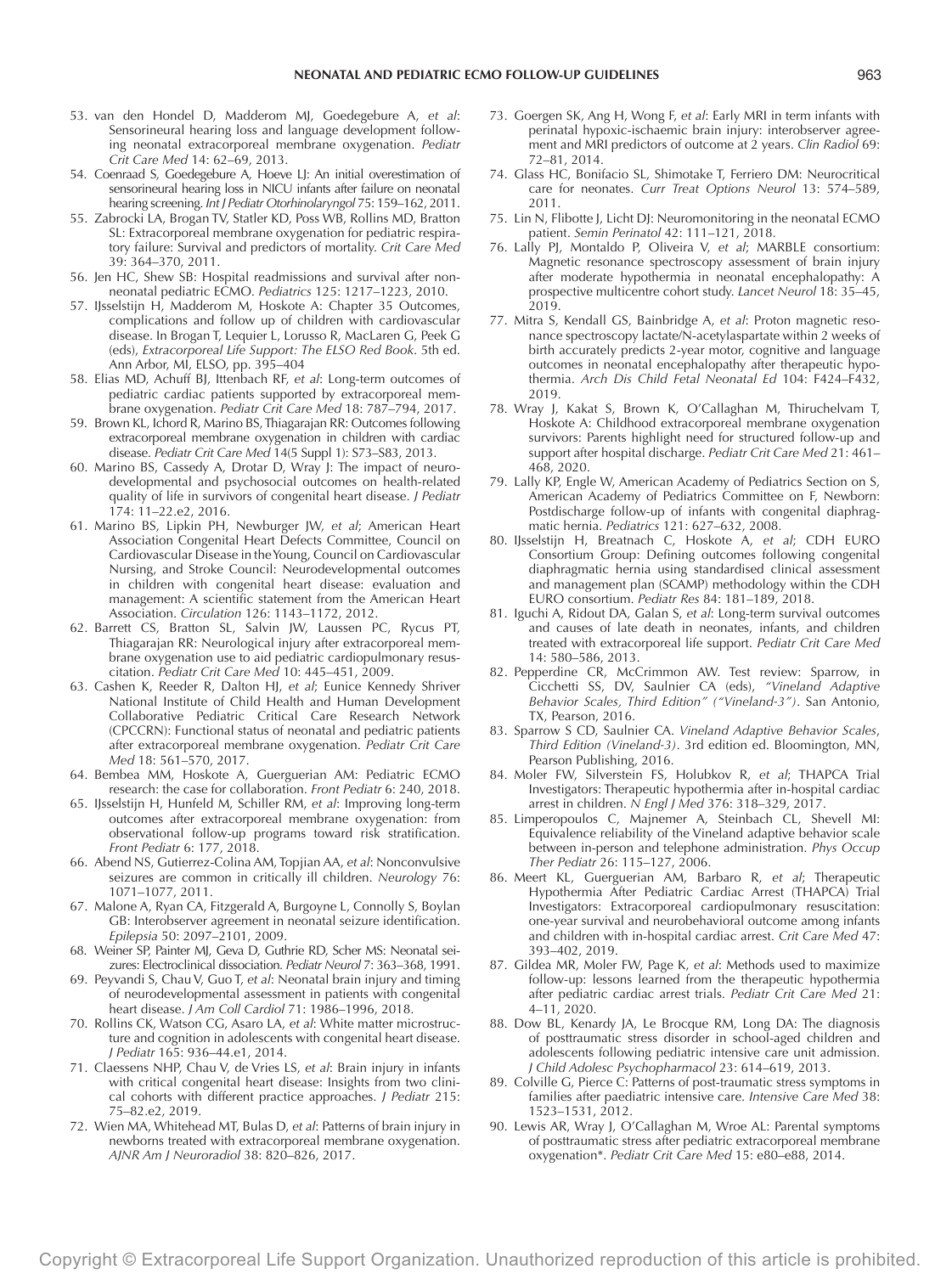53. van den Hondel D, Madderom MJ, Goedegebure A, *et al*: Sensorineural hearing loss and language development following neonatal extracorporeal membrane oxygenation. *Pediatr Crit Care Med* 14: 62–69, 2013.
54. Coenraad S, Goedegebure A, Hoeve LJ: An initial overestimation of sensorineural hearing loss in NICU infants after failure on neonatal hearing screening. *Int J Pediatr Otorhinolaryngol* 75: 159–162, 2011.
55. Zabrocki LA, Brogan TV, Statler KD, Poss WB, Rollins MD, Bratton SL: Extracorporeal membrane oxygenation for pediatric respiratory failure: Survival and predictors of mortality. *Crit Care Med* 39: 364–370, 2011.
56. Jen HC, Shew SB: Hospital readmissions and survival after nonneonatal pediatric ECMO. *Pediatrics* 125: 1217–1223, 2010.
57. IJsselstijn H, Madderom M, Hoskote A: Chapter 35 Outcomes, complications and follow up of children with cardiovascular disease. In Brogan T, Lequier L, Lorusso R, MacLaren G, Peek G (eds), *Extracorporeal Life Support: The ELSO Red Book*. 5th ed. Ann Arbor, MI, ELSO, pp. 395–404
58. Elias MD, Achuff BJ, Ittenbach RF, *et al*: Long-term outcomes of pediatric cardiac patients supported by extracorporeal membrane oxygenation. *Pediatr Crit Care Med* 18: 787–794, 2017.
59. Brown KL, Ichord R, Marino BS, Thiagarajan RR: Outcomes following extracorporeal membrane oxygenation in children with cardiac disease. *Pediatr Crit Care Med* 14(5 Suppl 1): S73–S83, 2013.
60. Marino BS, Cassedy A, Drotar D, Wray J: The impact of neurodevelopmental and psychosocial outcomes on health-related quality of life in survivors of congenital heart disease. *J Pediatr* 174: 11–22.e2, 2016.
61. Marino BS, Lipkin PH, Newburger JW, *et al*; American Heart Association Congenital Heart Defects Committee, Council on Cardiovascular Disease in the Young, Council on Cardiovascular Nursing, and Stroke Council: Neurodevelopmental outcomes in children with congenital heart disease: evaluation and management: A scientific statement from the American Heart Association. *Circulation* 126: 1143–1172, 2012.
62. Barrett CS, Bratton SL, Salvin JW, Laussen PC, Rycus PT, Thiagarajan RR: Neurological injury after extracorporeal membrane oxygenation use to aid pediatric cardiopulmonary resuscitation. *Pediatr Crit Care Med* 10: 445–451, 2009.
63. Cashen K, Reeder R, Dalton HJ, *et al*; Eunice Kennedy Shriver National Institute of Child Health and Human Development Collaborative Pediatric Critical Care Research Network (CPCCRN): Functional status of neonatal and pediatric patients after extracorporeal membrane oxygenation. *Pediatr Crit Care Med* 18: 561–570, 2017.
64. Bembea MM, Hoskote A, Guerguerian AM: Pediatric ECMO research: the case for collaboration. *Front Pediatr* 6: 240, 2018.
65. IJsselstijn H, Hunfeld M, Schiller RM, *et al*: Improving long-term outcomes after extracorporeal membrane oxygenation: from observational follow-up programs toward risk stratification. *Front Pediatr* 6: 177, 2018.
66. Abend NS, Gutierrez-Colina AM, Topjian AA, *et al*: Nonconvulsive seizures are common in critically ill children. *Neurology* 76: 1071–1077, 2011.
67. Malone A, Ryan CA, Fitzgerald A, Burgoyne L, Connolly S, Boylan GB: Interobserver agreement in neonatal seizure identification. *Epilepsia* 50: 2097–2101, 2009.
68. Weiner SP, Painter MJ, Geva D, Guthrie RD, Scher MS: Neonatal seizures: Electroclinical dissociation. *Pediatr Neurol* 7: 363–368, 1991.
69. Peyvandi S, Chau V, Guo T, *et al*: Neonatal brain injury and timing of neurodevelopmental assessment in patients with congenital heart disease. *J Am Coll Cardiol* 71: 1986–1996, 2018.
70. Rollins CK, Watson CG, Asaro LA, *et al*: White matter microstructure and cognition in adolescents with congenital heart disease. *J Pediatr* 165: 936–44.e1, 2014.
71. Claessens NHP, Chau V, de Vries LS, *et al*: Brain injury in infants with critical congenital heart disease: Insights from two clinical cohorts with different practice approaches. *J Pediatr* 215: 75–82.e2, 2019.
72. Wien MA, Whitehead MT, Bulas D, *et al*: Patterns of brain injury in newborns treated with extracorporeal membrane oxygenation. *AJNR Am J Neuroradiol* 38: 820–826, 2017.
73. Goergen SK, Ang H, Wong F, *et al*: Early MRI in term infants with perinatal hypoxic-ischaemic brain injury: interobserver agreement and MRI predictors of outcome at 2 years. *Clin Radiol* 69: 72–81, 2014.
74. Glass HC, Bonifacio SL, Shimotake T, Ferriero DM: Neurocritical care for neonates. *Curr Treat Options Neurol* 13: 574–589, 2011.
75. Lin N, Flibotte J, Licht DJ: Neuromonitoring in the neonatal ECMO patient. *Semin Perinatol* 42: 111–121, 2018.
76. Lally PJ, Montaldo P, Oliveira V, *et al*; MARBLE consortium: Magnetic resonance spectroscopy assessment of brain injury after moderate hypothermia in neonatal encephalopathy: A prospective multicentre cohort study. *Lancet Neurol* 18: 35–45, 2019.
77. Mitra S, Kendall GS, Bainbridge A, *et al*: Proton magnetic resonance spectroscopy lactate/N-acetylaspartate within 2 weeks of birth accurately predicts 2-year motor, cognitive and language outcomes in neonatal encephalopathy after therapeutic hypothermia. *Arch Dis Child Fetal Neonatal Ed* 104: F424–F432, 2019.
78. Wray J, Kakat S, Brown K, O'Callaghan M, Thiruchelvam T, Hoskote A: Childhood extracorporeal membrane oxygenation survivors: Parents highlight need for structured follow-up and support after hospital discharge. *Pediatr Crit Care Med* 21: 461–468, 2020.
79. Lally KP, Engle W, American Academy of Pediatrics Section on S, American Academy of Pediatrics Committee on F, Newborn: Postdischarge follow-up of infants with congenital diaphragmatic hernia. *Pediatrics* 121: 627–632, 2008.
80. IJsselstijn H, Breatnach C, Hoskote A, *et al*; CDH EURO Consortium Group: Defining outcomes following congenital diaphragmatic hernia using standardised clinical assessment and management plan (SCAMP) methodology within the CDH EURO consortium. *Pediatr Res* 84: 181–189, 2018.
81. Iguchi A, Ridout DA, Galan S, *et al*: Long-term survival outcomes and causes of late death in neonates, infants, and children treated with extracorporeal life support. *Pediatr Crit Care Med* 14: 580–586, 2013.
82. Pepperdine CR, McCrimmon AW. Test review: Sparrow, in Cicchetti SS, DV, Saulnier CA (eds), *"Vineland Adaptive Behavior Scales, Third Edition" ("Vineland-3")*. San Antonio, TX, Pearson, 2016.
83. Sparrow S CD, Saulnier CA. *Vineland Adaptive Behavior Scales, Third Edition (Vineland-3)*. 3rd edition ed. Bloomington, MN, Pearson Publishing, 2016.
84. Moler FW, Silverstein FS, Holubkov R, *et al*; THAPCA Trial Investigators: Therapeutic hypothermia after in-hospital cardiac arrest in children. *N Engl J Med* 376: 318–329, 2017.
85. Limperopoulos C, Majnemer A, Steinbach CL, Shevell MI: Equivalence reliability of the Vineland adaptive behavior scale between in-person and telephone administration. *Phys Occup Ther Pediatr* 26: 115–127, 2006.
86. Meert KL, Guerguerian AM, Barbaro R, *et al*; Therapeutic Hypothermia After Pediatric Cardiac Arrest (THAPCA) Trial Investigators: Extracorporeal cardiopulmonary resuscitation: one-year survival and neurobehavioral outcome among infants and children with in-hospital cardiac arrest. *Crit Care Med* 47: 393–402, 2019.
87. Gildea MR, Moler FW, Page K, *et al*: Methods used to maximize follow-up: lessons learned from the therapeutic hypothermia after pediatric cardiac arrest trials. *Pediatr Crit Care Med* 21: 4–11, 2020.
88. Dow BL, Kenardy JA, Le Brocque RM, Long DA: The diagnosis of posttraumatic stress disorder in school-aged children and adolescents following pediatric intensive care unit admission. *J Child Adolesc Psychopharmacol* 23: 614–619, 2013.
89. Colville G, Pierce C: Patterns of post-traumatic stress symptoms in families after paediatric intensive care. *Intensive Care Med* 38: 1523–1531, 2012.
90. Lewis AR, Wray J, O'Callaghan M, Wroe AL: Parental symptoms of posttraumatic stress after pediatric extracorporeal membrane oxygenation*. *Pediatr Crit Care Med* 15: e80–e88, 2014.